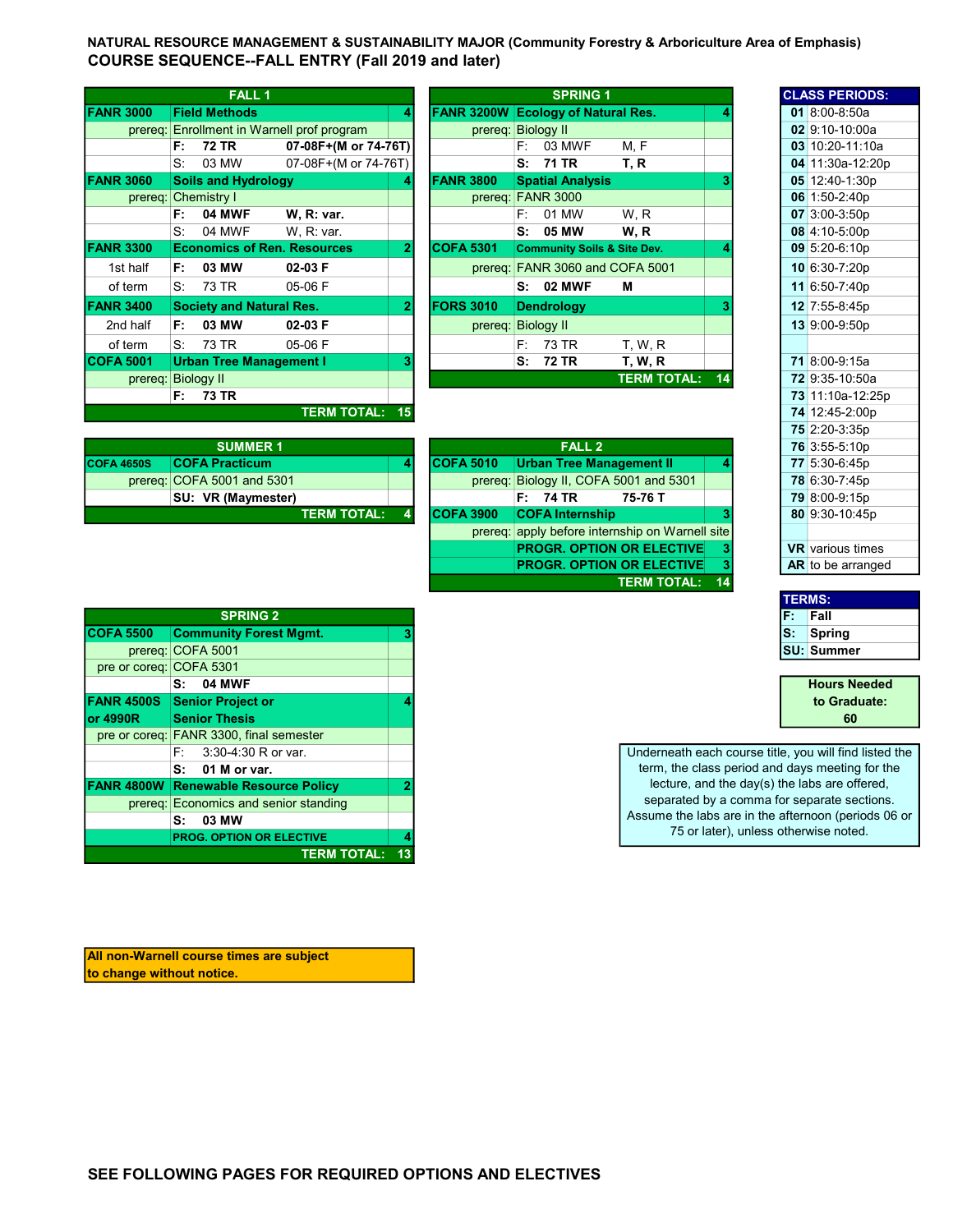**NATURAL RESOURCE MANAGEMENT & SUSTAINABILITY MAJOR (Community Forestry & Arboriculture Area of Emphasis)**

**COURSE SEQUENCE--FALL ENTRY (Fall 2019 and later)**

| FALL 1 | | | |
|---|---|---|---|
| **FANR 3000** | **Field Methods** | | **4** |
| prereq: | Enrollment in Warnell prof program | | |
| | **F: 72 TR** | **07-08F+(M or 74-76T)** | |
| | S: 03 MW | 07-08F+(M or 74-76T) | |
| **FANR 3060** | **Soils and Hydrology** | | **4** |
| prereq: | Chemistry I | | |
| | **F: 04 MWF** | **W, R: var.** | |
| | S: 04 MWF | W, R: var. | |
| **FANR 3300** | **Economics of Ren. Resources** | | **2** |
| 1st half | **F: 03 MW** | **02-03 F** | |
| of term | S: 73 TR | 05-06 F | |
| **FANR 3400** | **Society and Natural Res.** | | **2** |
| 2nd half | **F: 03 MW** | **02-03 F** | |
| of term | S: 73 TR | 05-06 F | |
| **COFA 5001** | **Urban Tree Management I** | | **3** |
| prereq: | Biology II | | |
| | **F: 73 TR** | | |
| | | **TERM TOTAL:** | **15** |

| SPRING 1 | | | |
|---|---|---|---|
| **FANR 3200W** | **Ecology of Natural Res.** | | **4** |
| prereq: | Biology II | | |
| | F: 03 MWF | M, F | |
| | **S: 71 TR** | **T, R** | |
| **FANR 3800** | **Spatial Analysis** | | **3** |
| prereq: | FANR 3000 | | |
| | F: 01 MW | W, R | |
| | **S: 05 MW** | **W, R** | |
| **COFA 5301** | **Community Soils & Site Dev.** | | **4** |
| prereq: | FANR 3060 and COFA 5001 | | |
| | **S: 02 MWF** | **M** | |
| **FORS 3010** | **Dendrology** | | **3** |
| prereq: | Biology II | | |
| | F: 73 TR | T, W, R | |
| | **S: 72 TR** | **T, W, R** | |
| | | **TERM TOTAL:** | **14** |

| SUMMER 1 | | |
|---|---|---|
| **COFA 4650S** | **COFA Practicum** | **4** |
| prereq: | COFA 5001 and 5301 | |
| | **SU: VR (Maymester)** | |
| | **TERM TOTAL:** | **4** |

| FALL 2 | | | |
|---|---|---|---|
| **COFA 5010** | **Urban Tree Management II** | | **4** |
| prereq: | Biology II, COFA 5001 and 5301 | | |
| | **F: 74 TR** | **75-76 T** | |
| **COFA 3900** | **COFA Internship** | | **3** |
| prereq: | apply before internship on Warnell site | | |
| | **PROGR. OPTION OR ELECTIVE** | | **3** |
| | **PROGR. OPTION OR ELECTIVE** | | **3** |
| | | **TERM TOTAL:** | **14** |

| SPRING 2 | | |
|---|---|---|
| **COFA 5500** | **Community Forest Mgmt.** | **3** |
| prereq: | COFA 5001 | |
| pre or coreq: | COFA 5301 | |
| | **S: 04 MWF** | |
| **FANR 4500S or 4990R** | **Senior Project or Senior Thesis** | **4** |
| pre or coreq: | FANR 3300, final semester | |
| | F: 3:30-4:30 R or var. | |
| | **S: 01 M or var.** | |
| **FANR 4800W** | **Renewable Resource Policy** | **2** |
| prereq: | Economics and senior standing | |
| | **S: 03 MW** | |
| | **PROG. OPTION OR ELECTIVE** | **4** |
| | **TERM TOTAL:** | **13** |

| CLASS PERIODS: | |
|---|---|
| **01** | 8:00-8:50a |
| **02** | 9:10-10:00a |
| **03** | 10:20-11:10a |
| **04** | 11:30a-12:20p |
| **05** | 12:40-1:30p |
| **06** | 1:50-2:40p |
| **07** | 3:00-3:50p |
| **08** | 4:10-5:00p |
| **09** | 5:20-6:10p |
| **10** | 6:30-7:20p |
| **11** | 6:50-7:40p |
| **12** | 7:55-8:45p |
| **13** | 9:00-9:50p |
| **71** | 8:00-9:15a |
| **72** | 9:35-10:50a |
| **73** | 11:10a-12:25p |
| **74** | 12:45-2:00p |
| **75** | 2:20-3:35p |
| **76** | 3:55-5:10p |
| **77** | 5:30-6:45p |
| **78** | 6:30-7:45p |
| **79** | 8:00-9:15p |
| **80** | 9:30-10:45p |
| **VR** | various times |
| **AR** | to be arranged |

| TERMS: | |
|---|---|
| **F:** | **Fall** |
| **S:** | **Spring** |
| **SU:** | **Summer** |

**Hours Needed to Graduate: 60**

Underneath each course title, you will find listed the term, the class period and days meeting for the lecture, and the day(s) the labs are offered, separated by a comma for separate sections. Assume the labs are in the afternoon (periods 06 or 75 or later), unless otherwise noted.

**All non-Warnell course times are subject to change without notice.**

**SEE FOLLOWING PAGES FOR REQUIRED OPTIONS AND ELECTIVES**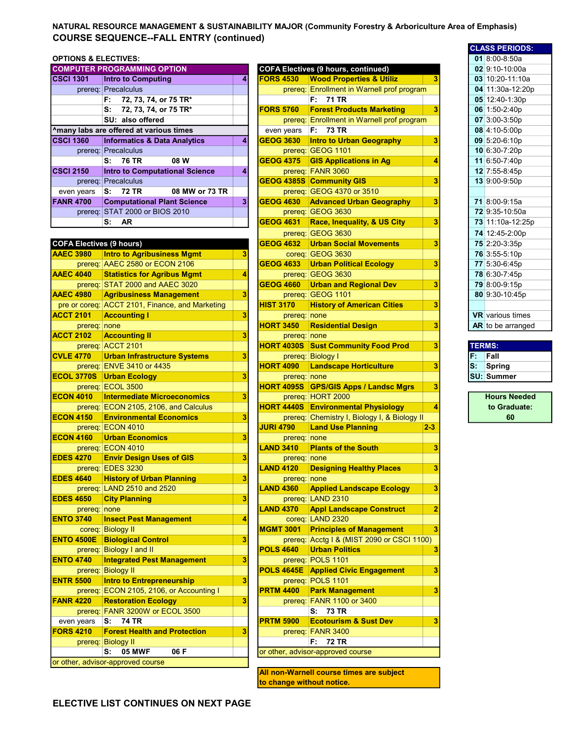# NATURAL RESOURCE MANAGEMENT & SUSTAINABILITY MAJOR (Community Forestry & Arboriculture Area of Emphasis)

## COURSE SEQUENCE--FALL ENTRY (continued)

### OPTIONS & ELECTIVES:

| COMPUTER PROGRAMMING OPTION | | |
|---|---|---|
| CSCI 1301 | Intro to Computing | 4 |
| prereq: | Precalculus | |
| | F: 72, 73, 74, or 75 TR* | |
| | S: 72, 73, 74, or 75 TR* | |
| | SU: also offered | |
| ^many labs are offered at various times | | |
| CSCI 1360 | Informatics & Data Analytics | 4 |
| prereq: | Precalculus | |
| | S: 76 TR 08 W | |
| CSCI 2150 | Intro to Computational Science | 4 |
| prereq: | Precalculus | |
| even years | S: 72 TR 08 MW or 73 TR | |
| FANR 4700 | Computational Plant Science | 3 |
| prereq: | STAT 2000 or BIOS 2010 | |
| | S: AR | |

| COFA Electives (9 hours) | | |
|---|---|---|
| AAEC 3980 | Intro to Agribusiness Mgmt | 3 |
| prereq: | AAEC 2580 or ECON 2106 | |
| AAEC 4040 | Statistics for Agribus Mgmt | 4 |
| prereq: | STAT 2000 and AAEC 3020 | |
| AAEC 4980 | Agribusiness Management | 3 |
| pre or coreq: | ACCT 2101, Finance, and Marketing | |
| ACCT 2101 | Accounting I | 3 |
| prereq: | none | |
| ACCT 2102 | Accounting II | 3 |
| prereq: | ACCT 2101 | |
| CVLE 4770 | Urban Infrastructure Systems | 3 |
| prereq: | ENVE 3410 or 4435 | |
| ECOL 3770S | Urban Ecology | 3 |
| prereq: | ECOL 3500 | |
| ECON 4010 | Intermediate Microeconomics | 3 |
| prereq: | ECON 2105, 2106, and Calculus | |
| ECON 4150 | Environmental Economics | 3 |
| prereq: | ECON 4010 | |
| ECON 4160 | Urban Economics | 3 |
| prereq: | ECON 4010 | |
| EDES 4270 | Envir Design Uses of GIS | 3 |
| prereq: | EDES 3230 | |
| EDES 4640 | History of Urban Planning | 3 |
| prereq: | LAND 2510 and 2520 | |
| EDES 4650 | City Planning | 3 |
| prereq: | none | |
| ENTO 3740 | Insect Pest Management | 4 |
| coreq: | Biology II | |
| ENTO 4500E | Biological Control | 3 |
| prereq: | Biology I and II | |
| ENTO 4740 | Integrated Pest Management | 3 |
| prereq: | Biology II | |
| ENTR 5500 | Intro to Entrepreneurship | 3 |
| prereq: | ECON 2105, 2106, or Accounting I | |
| FANR 4220 | Restoration Ecology | 3 |
| prereq: | FANR 3200W or ECOL 3500 | |
| even years | S: 74 TR | |
| FORS 4210 | Forest Health and Protection | 3 |
| prereq: | Biology II | |
| | S: 05 MWF 06 F | |
| or other, advisor-approved course | | |

**ELECTIVE LIST CONTINUES ON NEXT PAGE**

| COFA Electives (9 hours, continued) | | |
|---|---|---|
| FORS 4530 | Wood Properties & Utiliz | 3 |
| prereq: | Enrollment in Warnell prof program | |
| | F: 71 TR | |
| FORS 5760 | Forest Products Marketing | 3 |
| prereq: | Enrollment in Warnell prof program | |
| even years | F: 73 TR | |
| GEOG 3630 | Intro to Urban Geography | 3 |
| prereq: | GEOG 1101 | |
| GEOG 4375 | GIS Applications in Ag | 4 |
| prereq: | FANR 3060 | |
| GEOG 4385S | Community GIS | 3 |
| prereq: | GEOG 4370 or 3510 | |
| GEOG 4630 | Advanced Urban Geography | 3 |
| prereq: | GEOG 3630 | |
| GEOG 4631 | Race, Inequality, & US City | 3 |
| prereq: | GEOG 3630 | |
| GEOG 4632 | Urban Social Movements | 3 |
| coreq: | GEOG 3630 | |
| GEOG 4633 | Urban Political Ecology | 3 |
| prereq: | GEOG 3630 | |
| GEOG 4660 | Urban and Regional Dev | 3 |
| prereq: | GEOG 1101 | |
| HIST 3170 | History of American Cities | 3 |
| prereq: | none | |
| HORT 3450 | Residential Design | 3 |
| prereq: | none | |
| HORT 4030S | Sust Community Food Prod | 3 |
| prereq: | Biology I | |
| HORT 4090 | Landscape Horticulture | 3 |
| prereq: | none | |
| HORT 4095S | GPS/GIS Apps / Landsc Mgrs | 3 |
| prereq: | HORT 2000 | |
| HORT 4440S | Environmental Physiology | 4 |
| prereq: | Chemistry I, Biology I, & Biology II | |
| JURI 4790 | Land Use Planning | 2-3 |
| prereq: | none | |
| LAND 3410 | Plants of the South | 3 |
| prereq: | none | |
| LAND 4120 | Designing Healthy Places | 3 |
| prereq: | none | |
| LAND 4360 | Applied Landscape Ecology | 3 |
| prereq: | LAND 2310 | |
| LAND 4370 | Appl Landscape Construct | 2 |
| coreq: | LAND 2320 | |
| MGMT 3001 | Principles of Management | 3 |
| prereq: | Acctg I & (MIST 2090 or CSCI 1100) | |
| POLS 4640 | Urban Politics | 3 |
| prereq: | POLS 1101 | |
| POLS 4645E | Applied Civic Engagement | 3 |
| prereq: | POLS 1101 | |
| PRTM 4400 | Park Management | 3 |
| prereq: | FANR 1100 or 3400 | |
| | S: 73 TR | |
| PRTM 5900 | Ecotourism & Sust Dev | 3 |
| prereq: | FANR 3400 | |
| | F: 72 TR | |
| or other, advisor-approved course | | |

**All non-Warnell course times are subject to change without notice.**

| CLASS PERIODS: | |
|---|---|
| 01 | 8:00-8:50a |
| 02 | 9:10-10:00a |
| 03 | 10:20-11:10a |
| 04 | 11:30a-12:20p |
| 05 | 12:40-1:30p |
| 06 | 1:50-2:40p |
| 07 | 3:00-3:50p |
| 08 | 4:10-5:00p |
| 09 | 5:20-6:10p |
| 10 | 6:30-7:20p |
| 11 | 6:50-7:40p |
| 12 | 7:55-8:45p |
| 13 | 9:00-9:50p |
| 71 | 8:00-9:15a |
| 72 | 9:35-10:50a |
| 73 | 11:10a-12:25p |
| 74 | 12:45-2:00p |
| 75 | 2:20-3:35p |
| 76 | 3:55-5:10p |
| 77 | 5:30-6:45p |
| 78 | 6:30-7:45p |
| 79 | 8:00-9:15p |
| 80 | 9:30-10:45p |
| VR | various times |
| AR | to be arranged |

| TERMS: | |
|---|---|
| F: | Fall |
| S: | Spring |
| SU: | Summer |

**Hours Needed to Graduate: 60**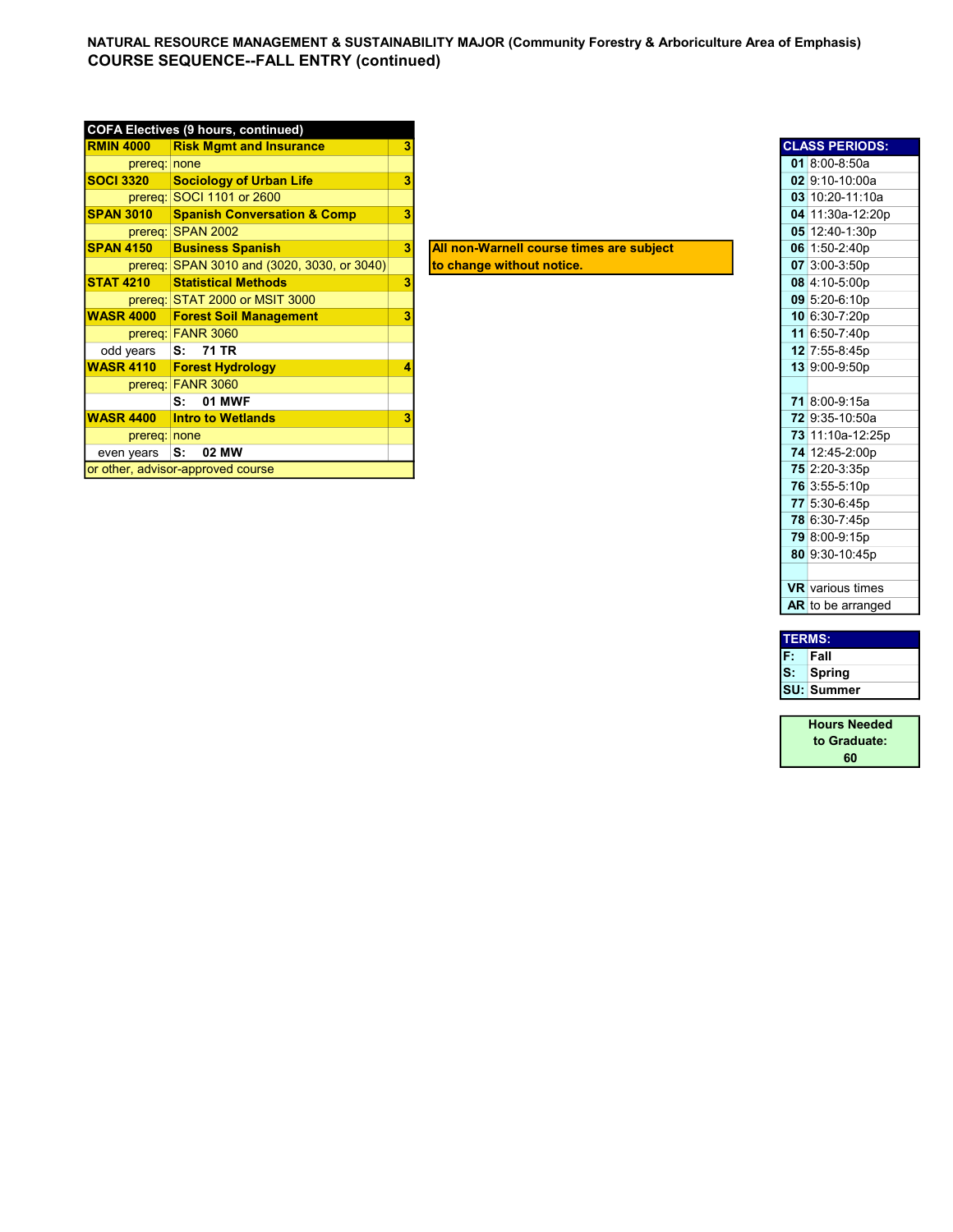**NATURAL RESOURCE MANAGEMENT & SUSTAINABILITY MAJOR (Community Forestry & Arboriculture Area of Emphasis)**
## COURSE SEQUENCE--FALL ENTRY (continued)

| COFA Electives (9 hours, continued) | | |
|---|---|---|
| **RMIN 4000** | **Risk Mgmt and Insurance** | **3** |
| prereq: | none | |
| **SOCI 3320** | **Sociology of Urban Life** | **3** |
| prereq: | SOCI 1101 or 2600 | |
| **SPAN 3010** | **Spanish Conversation & Comp** | **3** |
| prereq: | SPAN 2002 | |
| **SPAN 4150** | **Business Spanish** | **3** |
| prereq: | SPAN 3010 and (3020, 3030, or 3040) | |
| **STAT 4210** | **Statistical Methods** | **3** |
| prereq: | STAT 2000 or MSIT 3000 | |
| **WASR 4000** | **Forest Soil Management** | **3** |
| prereq: | FANR 3060 | |
| odd years | **S: 71 TR** | |
| **WASR 4110** | **Forest Hydrology** | **4** |
| prereq: | FANR 3060 | |
| | **S: 01 MWF** | |
| **WASR 4400** | **Intro to Wetlands** | **3** |
| prereq: | none | |
| even years | **S: 02 MW** | |
| or other, advisor-approved course | | |

**All non-Warnell course times are subject to change without notice.**

| CLASS PERIODS: | |
|---|---|
| **01** | 8:00-8:50a |
| **02** | 9:10-10:00a |
| **03** | 10:20-11:10a |
| **04** | 11:30a-12:20p |
| **05** | 12:40-1:30p |
| **06** | 1:50-2:40p |
| **07** | 3:00-3:50p |
| **08** | 4:10-5:00p |
| **09** | 5:20-6:10p |
| **10** | 6:30-7:20p |
| **11** | 6:50-7:40p |
| **12** | 7:55-8:45p |
| **13** | 9:00-9:50p |
| | |
| **71** | 8:00-9:15a |
| **72** | 9:35-10:50a |
| **73** | 11:10a-12:25p |
| **74** | 12:45-2:00p |
| **75** | 2:20-3:35p |
| **76** | 3:55-5:10p |
| **77** | 5:30-6:45p |
| **78** | 6:30-7:45p |
| **79** | 8:00-9:15p |
| **80** | 9:30-10:45p |
| | |
| **VR** | various times |
| **AR** | to be arranged |

| TERMS: | |
|---|---|
| **F:** | **Fall** |
| **S:** | **Spring** |
| **SU:** | **Summer** |

**Hours Needed to Graduate: 60**